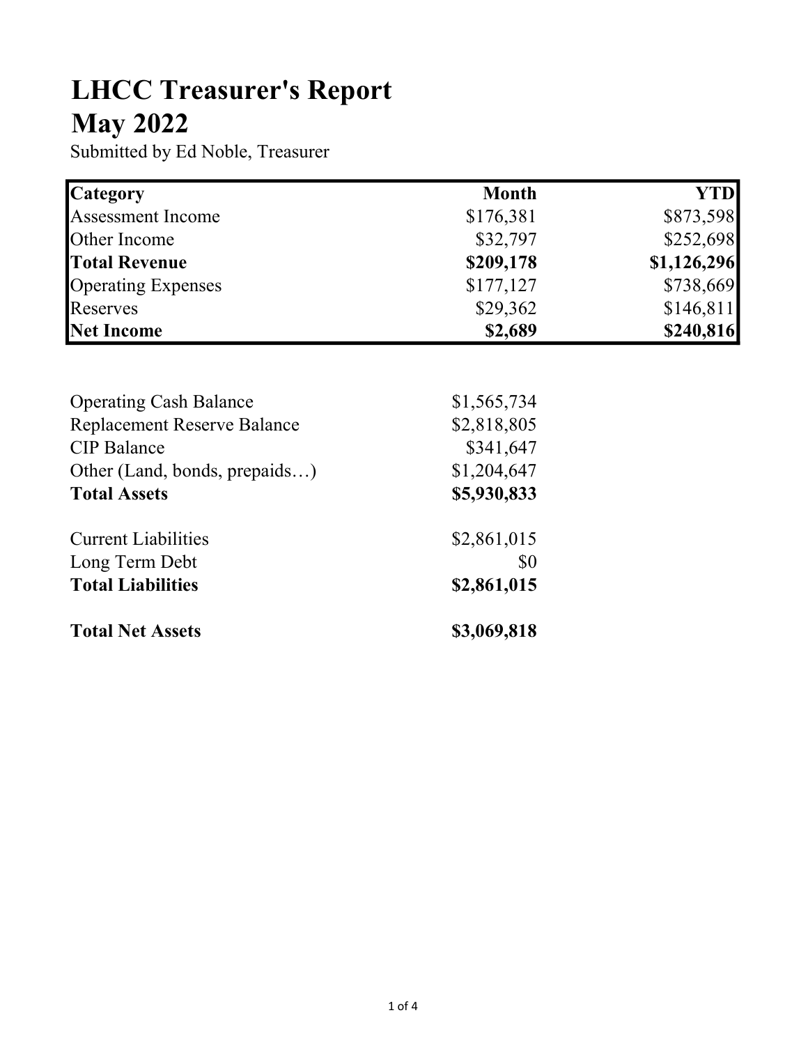# LHCC Treasurer's Report
# May 2022

Submitted by Ed Noble, Treasurer

| **Category** | **Month** | **YTD** |
|---|---:|---:|
| Assessment Income | $176,381 | $873,598 |
| Other Income | $32,797 | $252,698 |
| **Total Revenue** | **$209,178** | **$1,126,296** |
| Operating Expenses | $177,127 | $738,669 |
| Reserves | $29,362 | $146,811 |
| **Net Income** | **$2,689** | **$240,816** |

| | |
|---|---:|
| Operating Cash Balance | $1,565,734 |
| Replacement Reserve Balance | $2,818,805 |
| CIP Balance | $341,647 |
| Other (Land, bonds, prepaids…) | $1,204,647 |
| **Total Assets** | **$5,930,833** |
| | |
| Current Liabilities | $2,861,015 |
| Long Term Debt | $0 |
| **Total Liabilities** | **$2,861,015** |
| | |
| **Total Net Assets** | **$3,069,818** |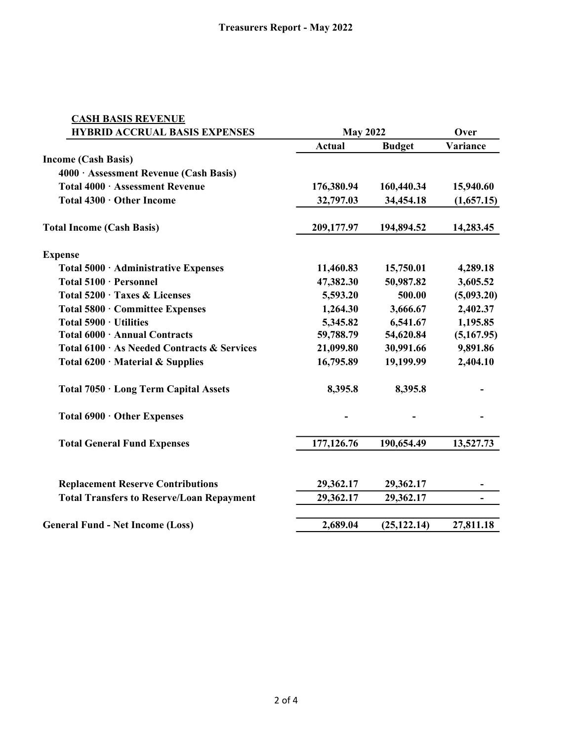# Treasurers Report - May 2022

| CASH BASIS REVENUE<br>HYBRID ACCRUAL BASIS EXPENSES | May 2022 | | Over |
|---|---|---|---|
| | **Actual** | **Budget** | **Variance** |
| **Income (Cash Basis)** | | | |
| **4000 · Assessment Revenue (Cash Basis)** | | | |
| **Total 4000 · Assessment Revenue** | **176,380.94** | **160,440.34** | **15,940.60** |
| **Total 4300 · Other Income** | **32,797.03** | **34,454.18** | **(1,657.15)** |
| **Total Income (Cash Basis)** | **209,177.97** | **194,894.52** | **14,283.45** |
| **Expense** | | | |
| **Total 5000 · Administrative Expenses** | **11,460.83** | **15,750.01** | **4,289.18** |
| **Total 5100 · Personnel** | **47,382.30** | **50,987.82** | **3,605.52** |
| **Total 5200 · Taxes & Licenses** | **5,593.20** | **500.00** | **(5,093.20)** |
| **Total 5800 · Committee Expenses** | **1,264.30** | **3,666.67** | **2,402.37** |
| **Total 5900 · Utilities** | **5,345.82** | **6,541.67** | **1,195.85** |
| **Total 6000 · Annual Contracts** | **59,788.79** | **54,620.84** | **(5,167.95)** |
| **Total 6100 · As Needed Contracts & Services** | **21,099.80** | **30,991.66** | **9,891.86** |
| **Total 6200 · Material & Supplies** | **16,795.89** | **19,199.99** | **2,404.10** |
| **Total 7050 · Long Term Capital Assets** | **8,395.8** | **8,395.8** | **-** |
| **Total 6900 · Other Expenses** | **-** | **-** | **-** |
| **Total General Fund Expenses** | **177,126.76** | **190,654.49** | **13,527.73** |
| **Replacement Reserve Contributions** | **29,362.17** | **29,362.17** | **-** |
| **Total Transfers to Reserve/Loan Repayment** | **29,362.17** | **29,362.17** | **-** |
| **General Fund - Net Income (Loss)** | **2,689.04** | **(25,122.14)** | **27,811.18** |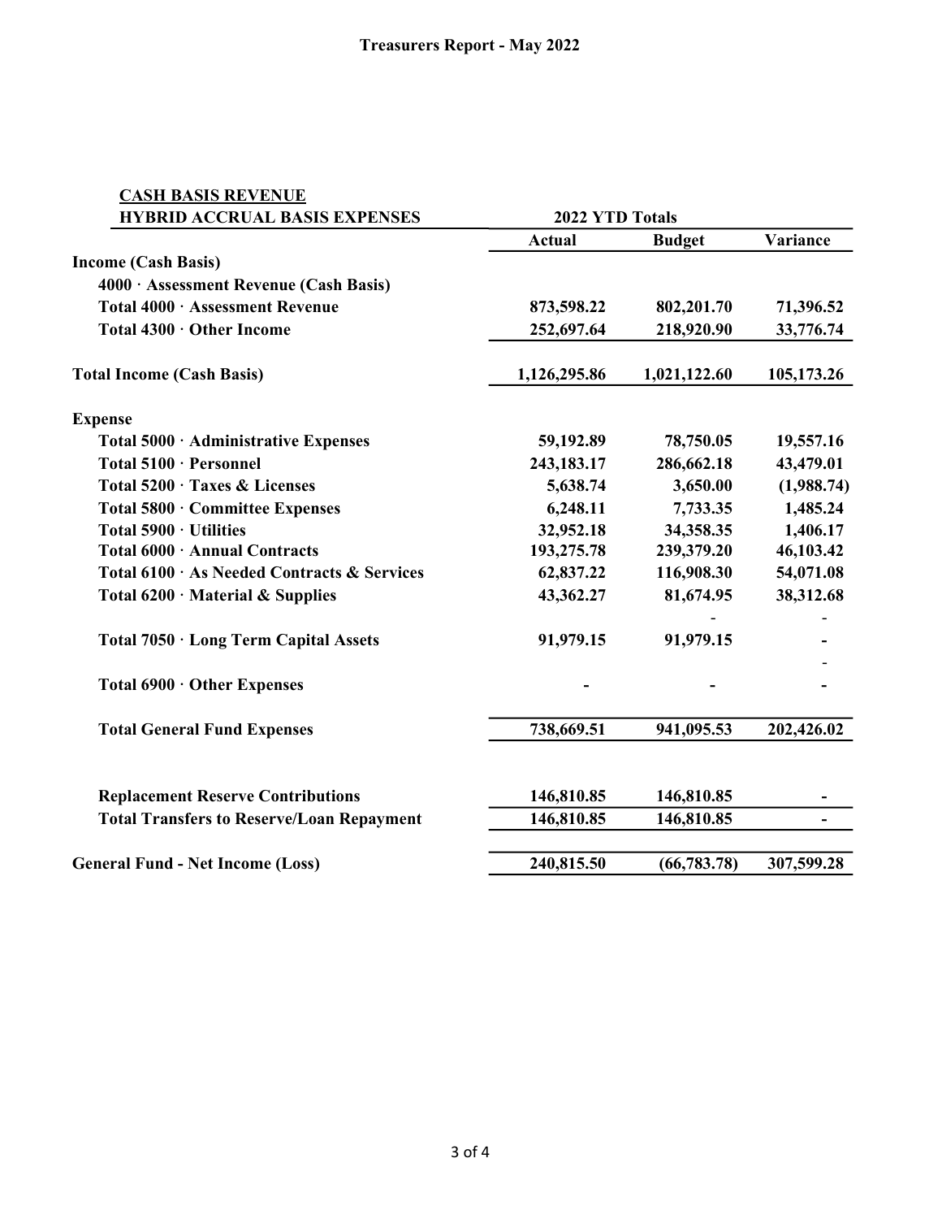# Treasurers Report - May 2022

| CASH BASIS REVENUE<br>HYBRID ACCRUAL BASIS EXPENSES | 2022 YTD Totals | | |
|---|---|---|---|
| | **Actual** | **Budget** | **Variance** |
| **Income (Cash Basis)** | | | |
| **4000 · Assessment Revenue (Cash Basis)** | | | |
| **Total 4000 · Assessment Revenue** | **873,598.22** | **802,201.70** | **71,396.52** |
| **Total 4300 · Other Income** | **252,697.64** | **218,920.90** | **33,776.74** |
| **Total Income (Cash Basis)** | **1,126,295.86** | **1,021,122.60** | **105,173.26** |
| **Expense** | | | |
| **Total 5000 · Administrative Expenses** | **59,192.89** | **78,750.05** | **19,557.16** |
| **Total 5100 · Personnel** | **243,183.17** | **286,662.18** | **43,479.01** |
| **Total 5200 · Taxes & Licenses** | **5,638.74** | **3,650.00** | **(1,988.74)** |
| **Total 5800 · Committee Expenses** | **6,248.11** | **7,733.35** | **1,485.24** |
| **Total 5900 · Utilities** | **32,952.18** | **34,358.35** | **1,406.17** |
| **Total 6000 · Annual Contracts** | **193,275.78** | **239,379.20** | **46,103.42** |
| **Total 6100 · As Needed Contracts & Services** | **62,837.22** | **116,908.30** | **54,071.08** |
| **Total 6200 · Material & Supplies** | **43,362.27** | **81,674.95** | **38,312.68** |
| | | - | - |
| **Total 7050 · Long Term Capital Assets** | **91,979.15** | **91,979.15** | **-** |
| | | | - |
| **Total 6900 · Other Expenses** | **-** | **-** | **-** |
| **Total General Fund Expenses** | **738,669.51** | **941,095.53** | **202,426.02** |
| **Replacement Reserve Contributions** | **146,810.85** | **146,810.85** | **-** |
| **Total Transfers to Reserve/Loan Repayment** | **146,810.85** | **146,810.85** | **-** |
| **General Fund - Net Income (Loss)** | **240,815.50** | **(66,783.78)** | **307,599.28** |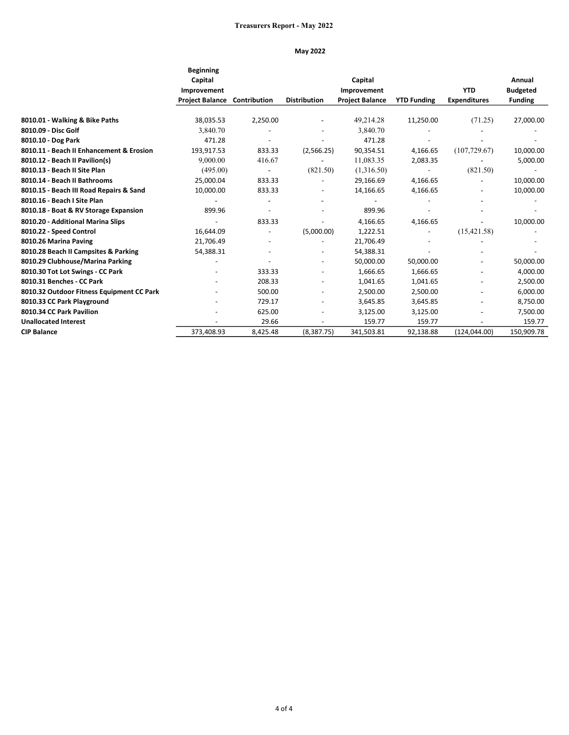# Treasurers Report - May 2022

## May 2022

| | Beginning Capital Improvement Project Balance | Contribution | Distribution | Capital Improvement Project Balance | YTD Funding | YTD Expenditures | Annual Budgeted Funding |
|---|---|---|---|---|---|---|---|
| **8010.01 - Walking & Bike Paths** | 38,035.53 | 2,250.00 | - | 49,214.28 | 11,250.00 | (71.25) | 27,000.00 |
| **8010.09 - Disc Golf** | 3,840.70 | - | - | 3,840.70 | - | - | - |
| **8010.10 - Dog Park** | 471.28 | - | - | 471.28 | - | - | - |
| **8010.11 - Beach II Enhancement & Erosion** | 193,917.53 | 833.33 | (2,566.25) | 90,354.51 | 4,166.65 | (107,729.67) | 10,000.00 |
| **8010.12 - Beach II Pavilion(s)** | 9,000.00 | 416.67 | - | 11,083.35 | 2,083.35 | - | 5,000.00 |
| **8010.13 - Beach II Site Plan** | (495.00) | - | (821.50) | (1,316.50) | - | (821.50) | - |
| **8010.14 - Beach II Bathrooms** | 25,000.04 | 833.33 | - | 29,166.69 | 4,166.65 | - | 10,000.00 |
| **8010.15 - Beach III Road Repairs & Sand** | 10,000.00 | 833.33 | - | 14,166.65 | 4,166.65 | - | 10,000.00 |
| **8010.16 - Beach I Site Plan** | - | - | - | - | - | - | - |
| **8010.18 - Boat & RV Storage Expansion** | 899.96 | - | - | 899.96 | - | - | - |
| **8010.20 - Additional Marina Slips** | - | 833.33 | - | 4,166.65 | 4,166.65 | - | 10,000.00 |
| **8010.22 - Speed Control** | 16,644.09 | - | (5,000.00) | 1,222.51 | - | (15,421.58) | - |
| **8010.26 Marina Paving** | 21,706.49 | - | - | 21,706.49 | - | - | - |
| **8010.28 Beach II Campsites & Parking** | 54,388.31 | - | - | 54,388.31 | - | - | - |
| **8010.29 Clubhouse/Marina Parking** | - | - | - | 50,000.00 | 50,000.00 | - | 50,000.00 |
| **8010.30 Tot Lot Swings - CC Park** | - | 333.33 | - | 1,666.65 | 1,666.65 | - | 4,000.00 |
| **8010.31 Benches - CC Park** | - | 208.33 | - | 1,041.65 | 1,041.65 | - | 2,500.00 |
| **8010.32 Outdoor Fitness Equipment CC Park** | - | 500.00 | - | 2,500.00 | 2,500.00 | - | 6,000.00 |
| **8010.33 CC Park Playground** | - | 729.17 | - | 3,645.85 | 3,645.85 | - | 8,750.00 |
| **8010.34 CC Park Pavilion** | - | 625.00 | - | 3,125.00 | 3,125.00 | - | 7,500.00 |
| **Unallocated Interest** | - | 29.66 | - | 159.77 | 159.77 | - | 159.77 |
| **CIP Balance** | 373,408.93 | 8,425.48 | (8,387.75) | 341,503.81 | 92,138.88 | (124,044.00) | 150,909.78 |